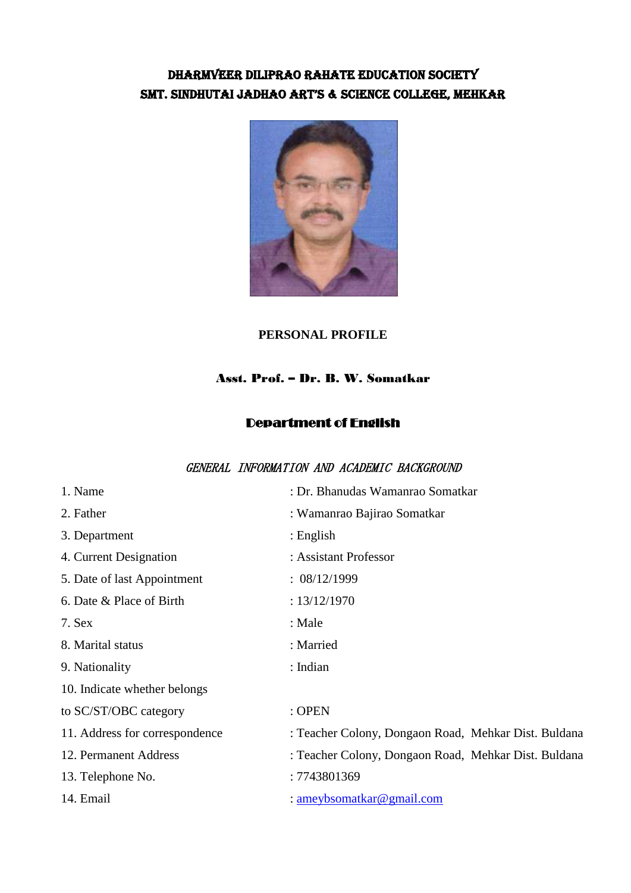# DHARMVEER DILIPRAO RAHATE EDUCATION SOCIETY
# SMT. SINDHUTAI JADHAO ART'S & SCIENCE COLLEGE, MEHKAR

## PERSONAL PROFILE

### Asst. Prof. – Dr. B. W. Somatkar

### Department of English

*GENERAL INFORMATION AND ACADEMIC BACKGROUND*

| | |
|---|---|
| 1. Name | : Dr. Bhanudas Wamanrao Somatkar |
| 2. Father | : Wamanrao Bajirao Somatkar |
| 3. Department | : English |
| 4. Current Designation | : Assistant Professor |
| 5. Date of last Appointment | : 08/12/1999 |
| 6. Date & Place of Birth | : 13/12/1970 |
| 7. Sex | : Male |
| 8. Marital status | : Married |
| 9. Nationality | : Indian |
| 10. Indicate whether belongs to SC/ST/OBC category | : OPEN |
| 11. Address for correspondence | : Teacher Colony, Dongaon Road, Mehkar Dist. Buldana |
| 12. Permanent Address | : Teacher Colony, Dongaon Road, Mehkar Dist. Buldana |
| 13. Telephone No. | : 7743801369 |
| 14. Email | : ameybsomatkar@gmail.com |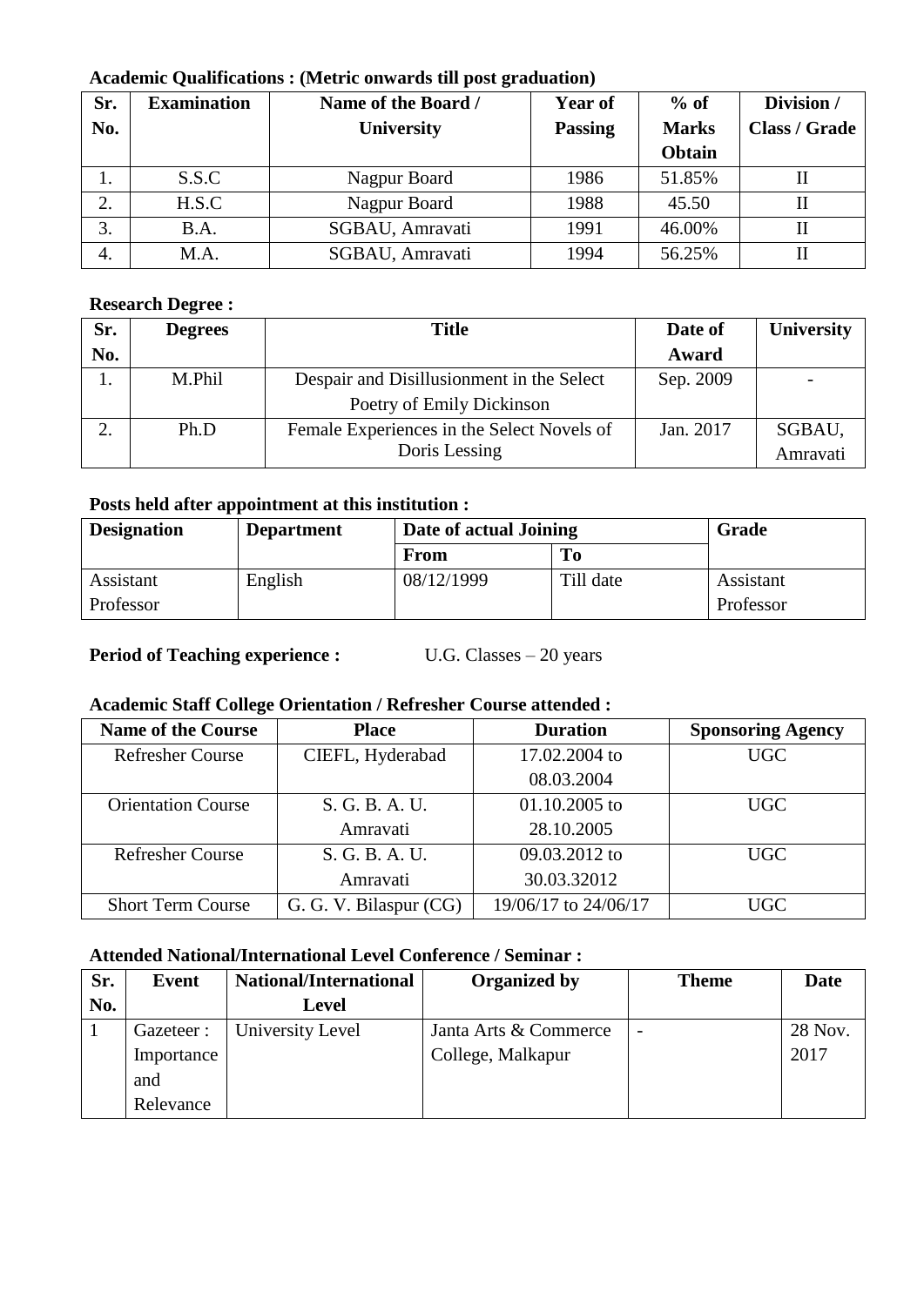**Academic Qualifications : (Metric onwards till post graduation)**

| Sr. No. | Examination | Name of the Board / University | Year of Passing | % of Marks Obtain | Division / Class / Grade |
|---|---|---|---|---|---|
| 1. | S.S.C | Nagpur Board | 1986 | 51.85% | II |
| 2. | H.S.C | Nagpur Board | 1988 | 45.50 | II |
| 3. | B.A. | SGBAU, Amravati | 1991 | 46.00% | II |
| 4. | M.A. | SGBAU, Amravati | 1994 | 56.25% | II |

**Research Degree :**

| Sr. No. | Degrees | Title | Date of Award | University |
|---|---|---|---|---|
| 1. | M.Phil | Despair and Disillusionment in the Select Poetry of Emily Dickinson | Sep. 2009 | - |
| 2. | Ph.D | Female Experiences in the Select Novels of Doris Lessing | Jan. 2017 | SGBAU, Amravati |

**Posts held after appointment at this institution :**

| Designation | Department | Date of actual Joining | | Grade |
|---|---|---|---|---|
| | | From | To | |
| Assistant Professor | English | 08/12/1999 | Till date | Assistant Professor |

**Period of Teaching experience :** U.G. Classes – 20 years

**Academic Staff College Orientation / Refresher Course attended :**

| Name of the Course | Place | Duration | Sponsoring Agency |
|---|---|---|---|
| Refresher Course | CIEFL, Hyderabad | 17.02.2004 to 08.03.2004 | UGC |
| Orientation Course | S. G. B. A. U. Amravati | 01.10.2005 to 28.10.2005 | UGC |
| Refresher Course | S. G. B. A. U. Amravati | 09.03.2012 to 30.03.32012 | UGC |
| Short Term Course | G. G. V. Bilaspur (CG) | 19/06/17 to 24/06/17 | UGC |

**Attended National/International Level Conference / Seminar :**

| Sr. No. | Event | National/International Level | Organized by | Theme | Date |
|---|---|---|---|---|---|
| 1 | Gazeteer : Importance and Relevance | University Level | Janta Arts & Commerce College, Malkapur | - | 28 Nov. 2017 |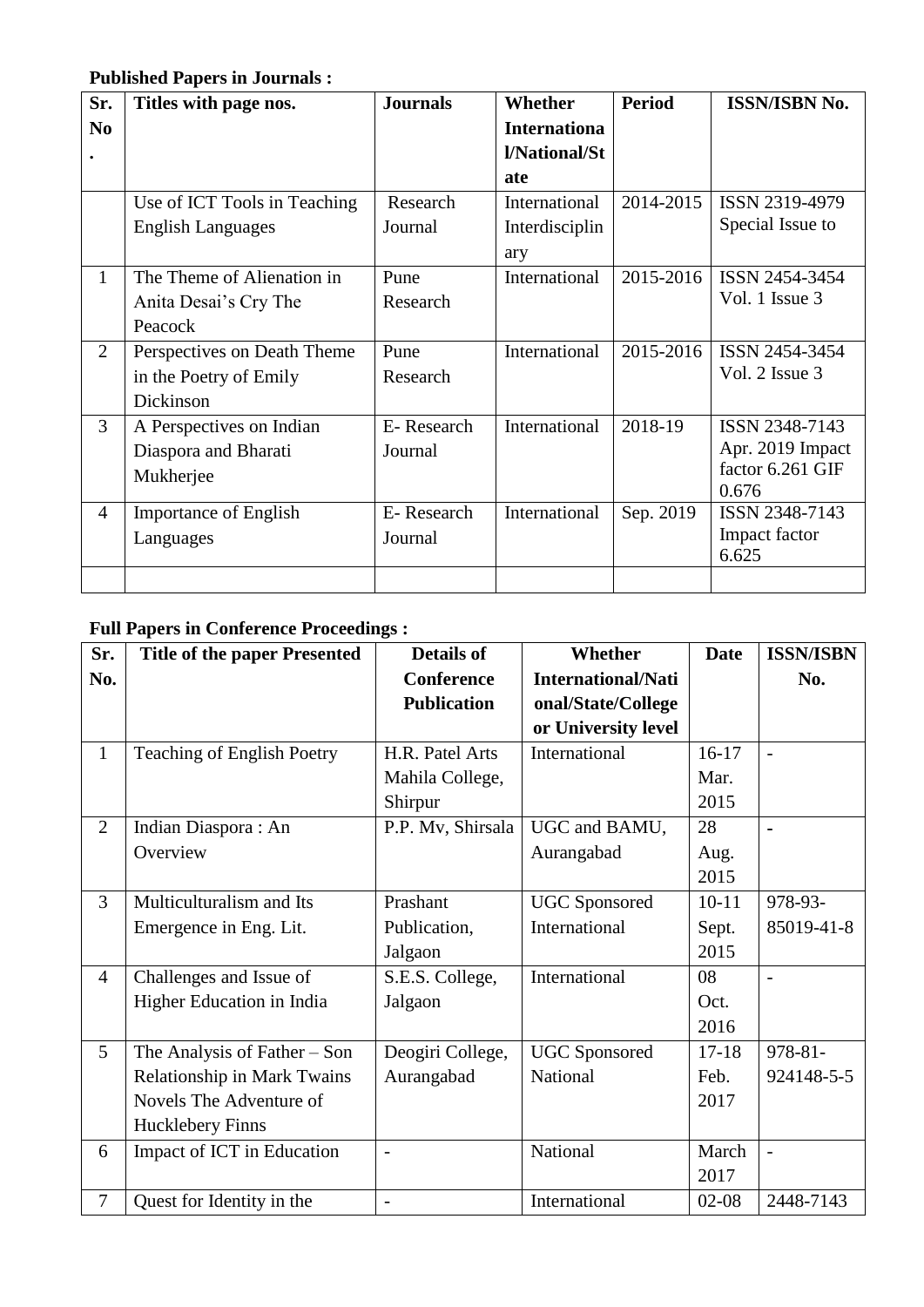**Published Papers in Journals :**

| Sr. No. | Titles with page nos. | Journals | Whether International/National/State | Period | ISSN/ISBN No. |
|---|---|---|---|---|---|
| | Use of ICT Tools in Teaching English Languages | Research Journal | International Interdisciplinary | 2014-2015 | ISSN 2319-4979 Special Issue to |
| 1 | The Theme of Alienation in Anita Desai's Cry The Peacock | Pune Research | International | 2015-2016 | ISSN 2454-3454 Vol. 1 Issue 3 |
| 2 | Perspectives on Death Theme in the Poetry of Emily Dickinson | Pune Research | International | 2015-2016 | ISSN 2454-3454 Vol. 2 Issue 3 |
| 3 | A Perspectives on Indian Diaspora and Bharati Mukherjee | E- Research Journal | International | 2018-19 | ISSN 2348-7143 Apr. 2019 Impact factor 6.261 GIF 0.676 |
| 4 | Importance of English Languages | E- Research Journal | International | Sep. 2019 | ISSN 2348-7143 Impact factor 6.625 |
| | | | | | |

**Full Papers in Conference Proceedings :**

| Sr. No. | Title of the paper Presented | Details of Conference Publication | Whether International/National/State/College or University level | Date | ISSN/ISBN No. |
|---|---|---|---|---|---|
| 1 | Teaching of English Poetry | H.R. Patel Arts Mahila College, Shirpur | International | 16-17 Mar. 2015 | - |
| 2 | Indian Diaspora : An Overview | P.P. Mv, Shirsala | UGC and BAMU, Aurangabad | 28 Aug. 2015 | - |
| 3 | Multiculturalism and Its Emergence in Eng. Lit. | Prashant Publication, Jalgaon | UGC Sponsored International | 10-11 Sept. 2015 | 978-93-85019-41-8 |
| 4 | Challenges and Issue of Higher Education in India | S.E.S. College, Jalgaon | International | 08 Oct. 2016 | - |
| 5 | The Analysis of Father – Son Relationship in Mark Twains Novels The Adventure of Hucklebery Finns | Deogiri College, Aurangabad | UGC Sponsored National | 17-18 Feb. 2017 | 978-81-924148-5-5 |
| 6 | Impact of ICT in Education | - | National | March 2017 | - |
| 7 | Quest for Identity in the | - | International | 02-08 | 2448-7143 |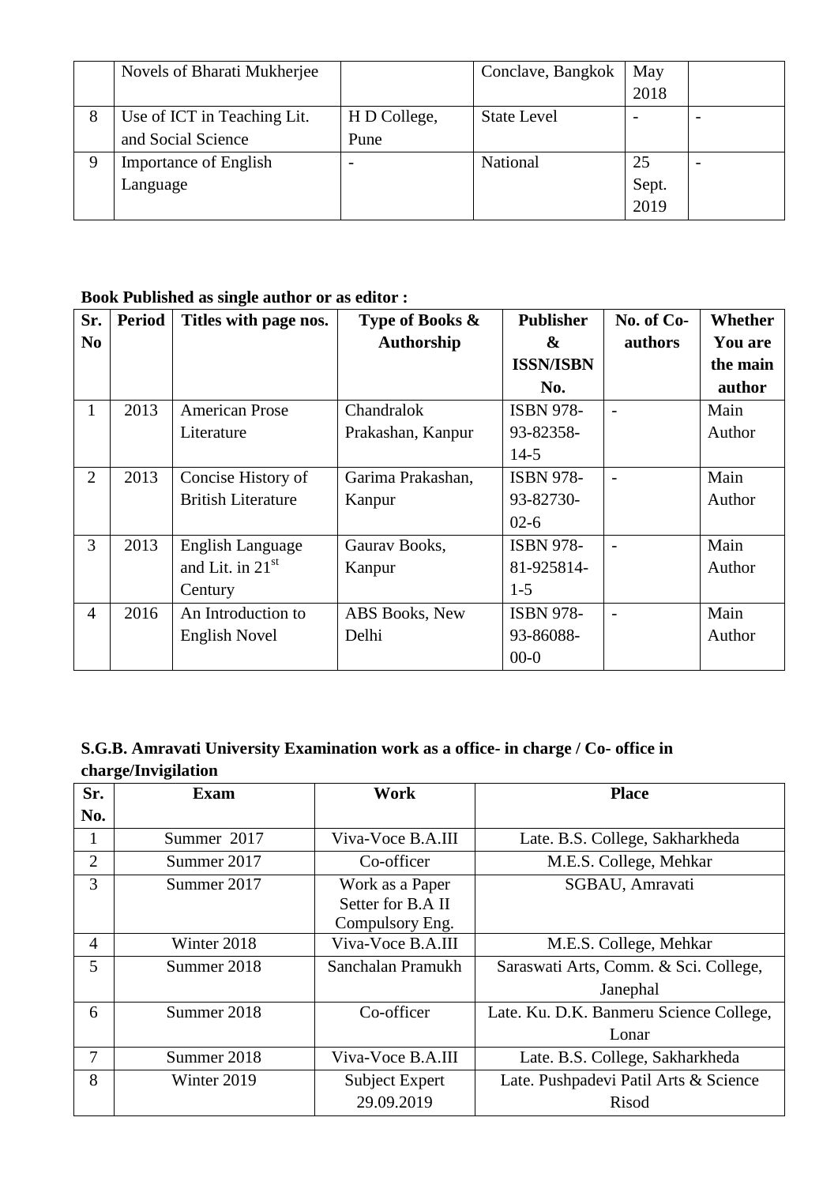|  | Novels of Bharati Mukherjee |  | Conclave, Bangkok | May 2018 |  |
|---|---|---|---|---|---|
| 8 | Use of ICT in Teaching Lit. and Social Science | H D College, Pune | State Level | - | - |
| 9 | Importance of English Language | - | National | 25 Sept. 2019 | - |

**Book Published as single author or as editor :**

| Sr. No | Period | Titles with page nos. | Type of Books & Authorship | Publisher & ISSN/ISBN No. | No. of Co-authors | Whether You are the main author |
|---|---|---|---|---|---|---|
| 1 | 2013 | American Prose Literature | Chandralok Prakashan, Kanpur | ISBN 978-93-82358-14-5 | - | Main Author |
| 2 | 2013 | Concise History of British Literature | Garima Prakashan, Kanpur | ISBN 978-93-82730-02-6 | - | Main Author |
| 3 | 2013 | English Language and Lit. in 21st Century | Gaurav Books, Kanpur | ISBN 978-81-925814-1-5 | - | Main Author |
| 4 | 2016 | An Introduction to English Novel | ABS Books, New Delhi | ISBN 978-93-86088-00-0 | - | Main Author |

**S.G.B. Amravati University Examination work as a office- in charge / Co- office in charge/Invigilation**

| Sr. No. | Exam | Work | Place |
|---|---|---|---|
| 1 | Summer 2017 | Viva-Voce B.A.III | Late. B.S. College, Sakharkheda |
| 2 | Summer 2017 | Co-officer | M.E.S. College, Mehkar |
| 3 | Summer 2017 | Work as a Paper Setter for B.A II Compulsory Eng. | SGBAU, Amravati |
| 4 | Winter 2018 | Viva-Voce B.A.III | M.E.S. College, Mehkar |
| 5 | Summer 2018 | Sanchalan Pramukh | Saraswati Arts, Comm. & Sci. College, Janephal |
| 6 | Summer 2018 | Co-officer | Late. Ku. D.K. Banmeru Science College, Lonar |
| 7 | Summer 2018 | Viva-Voce B.A.III | Late. B.S. College, Sakharkheda |
| 8 | Winter 2019 | Subject Expert 29.09.2019 | Late. Pushpadevi Patil Arts & Science Risod |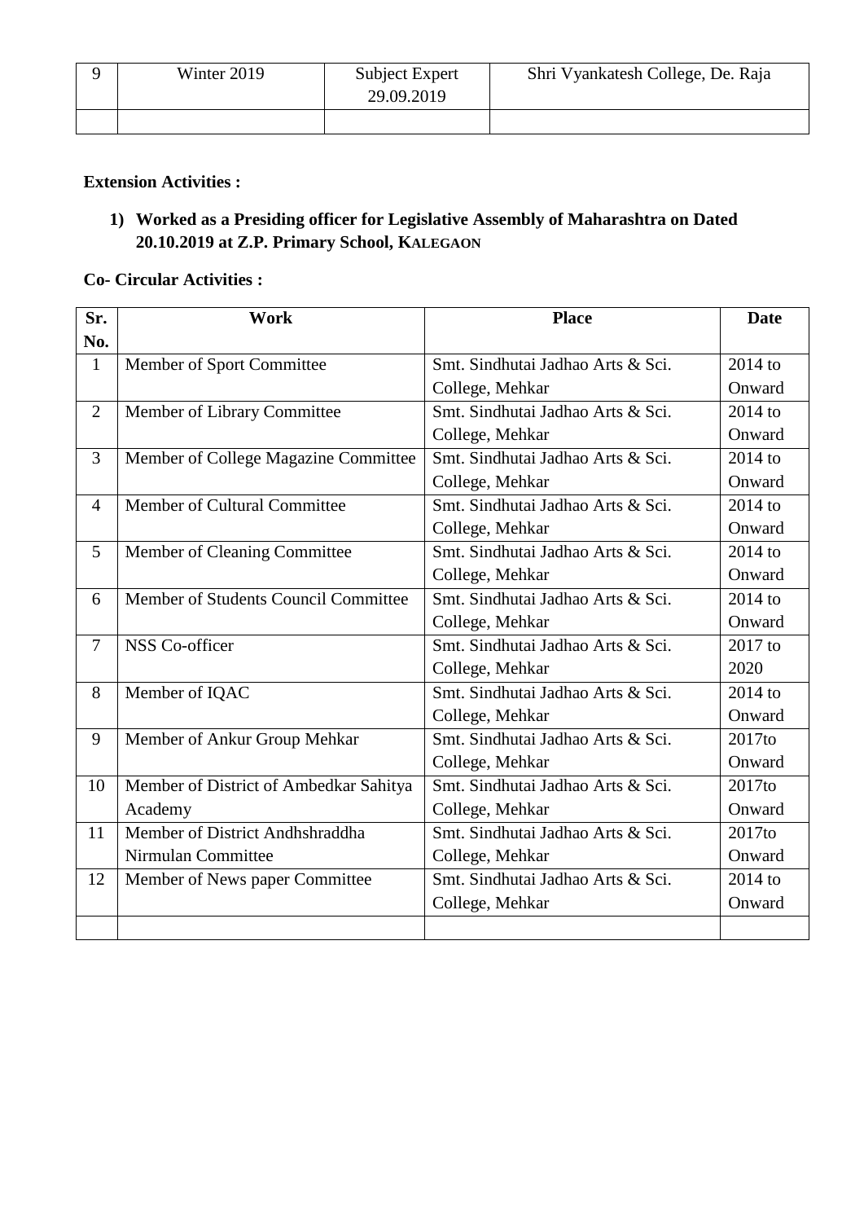| | | | |
|---|---|---|---|
| 9 | Winter 2019 | Subject Expert 29.09.2019 | Shri Vyankatesh College, De. Raja |
| | | | |

**Extension Activities :**

1) **Worked as a Presiding officer for Legislative Assembly of Maharashtra on Dated 20.10.2019 at Z.P. Primary School, KALEGAON**

**Co- Circular Activities :**

| Sr. No. | Work | Place | Date |
|---|---|---|---|
| 1 | Member of Sport Committee | Smt. Sindhutai Jadhao Arts & Sci. College, Mehkar | 2014 to Onward |
| 2 | Member of Library Committee | Smt. Sindhutai Jadhao Arts & Sci. College, Mehkar | 2014 to Onward |
| 3 | Member of College Magazine Committee | Smt. Sindhutai Jadhao Arts & Sci. College, Mehkar | 2014 to Onward |
| 4 | Member of Cultural Committee | Smt. Sindhutai Jadhao Arts & Sci. College, Mehkar | 2014 to Onward |
| 5 | Member of Cleaning Committee | Smt. Sindhutai Jadhao Arts & Sci. College, Mehkar | 2014 to Onward |
| 6 | Member of Students Council Committee | Smt. Sindhutai Jadhao Arts & Sci. College, Mehkar | 2014 to Onward |
| 7 | NSS Co-officer | Smt. Sindhutai Jadhao Arts & Sci. College, Mehkar | 2017 to 2020 |
| 8 | Member of IQAC | Smt. Sindhutai Jadhao Arts & Sci. College, Mehkar | 2014 to Onward |
| 9 | Member of Ankur Group Mehkar | Smt. Sindhutai Jadhao Arts & Sci. College, Mehkar | 2017to Onward |
| 10 | Member of District of Ambedkar Sahitya Academy | Smt. Sindhutai Jadhao Arts & Sci. College, Mehkar | 2017to Onward |
| 11 | Member of District Andhshraddha Nirmulan Committee | Smt. Sindhutai Jadhao Arts & Sci. College, Mehkar | 2017to Onward |
| 12 | Member of News paper Committee | Smt. Sindhutai Jadhao Arts & Sci. College, Mehkar | 2014 to Onward |
| | | | |